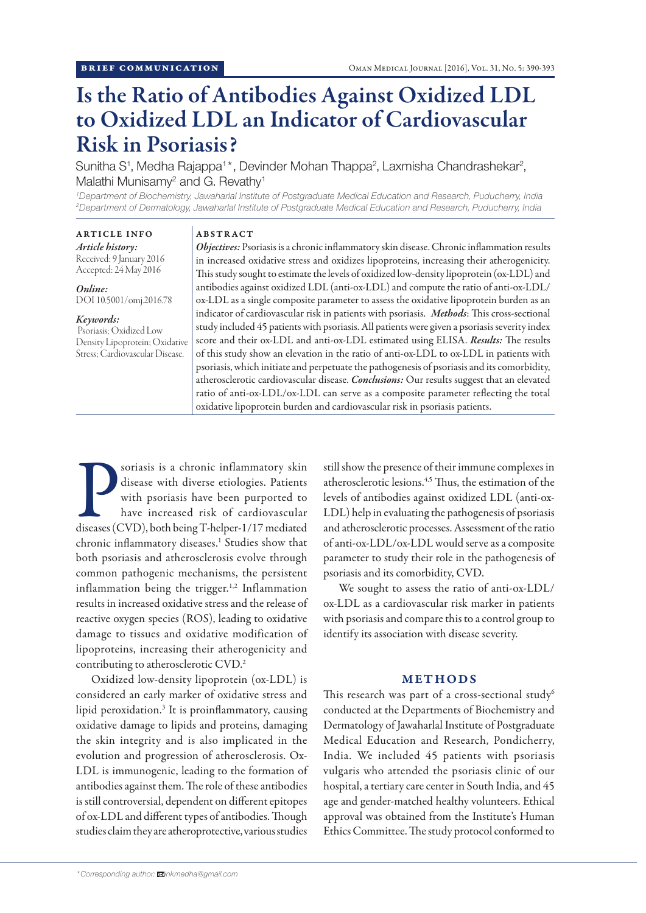BRIEF COMMUNICATION

# Is the Ratio of Antibodies Against Oxidized LDL to Oxidized LDL an Indicator of Cardiovascular Risk in Psoriasis?

Sunitha S[1], Medha Rajappa[1]*, Devinder Mohan Thappa[2], Laxmisha Chandrashekar[2], Malathi Munisamy[2] and G. Revathy[1]

[1]Department of Biochemistry, Jawaharlal Institute of Postgraduate Medical Education and Research, Puducherry, India
[2]Department of Dermatology, Jawaharlal Institute of Postgraduate Medical Education and Research, Puducherry, India

**ARTICLE INFO**

*Article history:*
Received: 9 January 2016
Accepted: 24 May 2016

*Online:*
DOI 10.5001/omj.2016.78

*Keywords:*
Psoriasis; Oxidized Low Density Lipoprotein; Oxidative Stress; Cardiovascular Disease.

**ABSTRACT**

***Objectives:*** Psoriasis is a chronic inflammatory skin disease. Chronic inflammation results in increased oxidative stress and oxidizes lipoproteins, increasing their atherogenicity. This study sought to estimate the levels of oxidized low-density lipoprotein (ox-LDL) and antibodies against oxidized LDL (anti-ox-LDL) and compute the ratio of anti-ox-LDL/ox-LDL as a single composite parameter to assess the oxidative lipoprotein burden as an indicator of cardiovascular risk in patients with psoriasis. ***Methods*:** This cross-sectional study included 45 patients with psoriasis. All patients were given a psoriasis severity index score and their ox-LDL and anti-ox-LDL estimated using ELISA. ***Results:*** The results of this study show an elevation in the ratio of anti-ox-LDL to ox-LDL in patients with psoriasis, which initiate and perpetuate the pathogenesis of psoriasis and its comorbidity, atherosclerotic cardiovascular disease. ***Conclusions:*** Our results suggest that an elevated ratio of anti-ox-LDL/ox-LDL can serve as a composite parameter reflecting the total oxidative lipoprotein burden and cardiovascular risk in psoriasis patients.

Psoriasis is a chronic inflammatory skin disease with diverse etiologies. Patients with psoriasis have been purported to have increased risk of cardiovascular diseases (CVD), both being T-helper-1/17 mediated chronic inflammatory diseases.[1] Studies show that both psoriasis and atherosclerosis evolve through common pathogenic mechanisms, the persistent inflammation being the trigger.[1,2] Inflammation results in increased oxidative stress and the release of reactive oxygen species (ROS), leading to oxidative damage to tissues and oxidative modification of lipoproteins, increasing their atherogenicity and contributing to atherosclerotic CVD.[2]

Oxidized low-density lipoprotein (ox-LDL) is considered an early marker of oxidative stress and lipid peroxidation.[3] It is proinflammatory, causing oxidative damage to lipids and proteins, damaging the skin integrity and is also implicated in the evolution and progression of atherosclerosis. Ox-LDL is immunogenic, leading to the formation of antibodies against them. The role of these antibodies is still controversial, dependent on different epitopes of ox-LDL and different types of antibodies. Though studies claim they are atheroprotective, various studies still show the presence of their immune complexes in atherosclerotic lesions.[4,5] Thus, the estimation of the levels of antibodies against oxidized LDL (anti-ox-LDL) help in evaluating the pathogenesis of psoriasis and atherosclerotic processes. Assessment of the ratio of anti-ox-LDL/ox-LDL would serve as a composite parameter to study their role in the pathogenesis of psoriasis and its comorbidity, CVD.

We sought to assess the ratio of anti-ox-LDL/ox-LDL as a cardiovascular risk marker in patients with psoriasis and compare this to a control group to identify its association with disease severity.

## METHODS

This research was part of a cross-sectional study[6] conducted at the Departments of Biochemistry and Dermatology of Jawaharlal Institute of Postgraduate Medical Education and Research, Pondicherry, India. We included 45 patients with psoriasis vulgaris who attended the psoriasis clinic of our hospital, a tertiary care center in South India, and 45 age and gender-matched healthy volunteers. Ethical approval was obtained from the Institute's Human Ethics Committee. The study protocol conformed to

*Corresponding author: ✉ linkmedha@gmail.com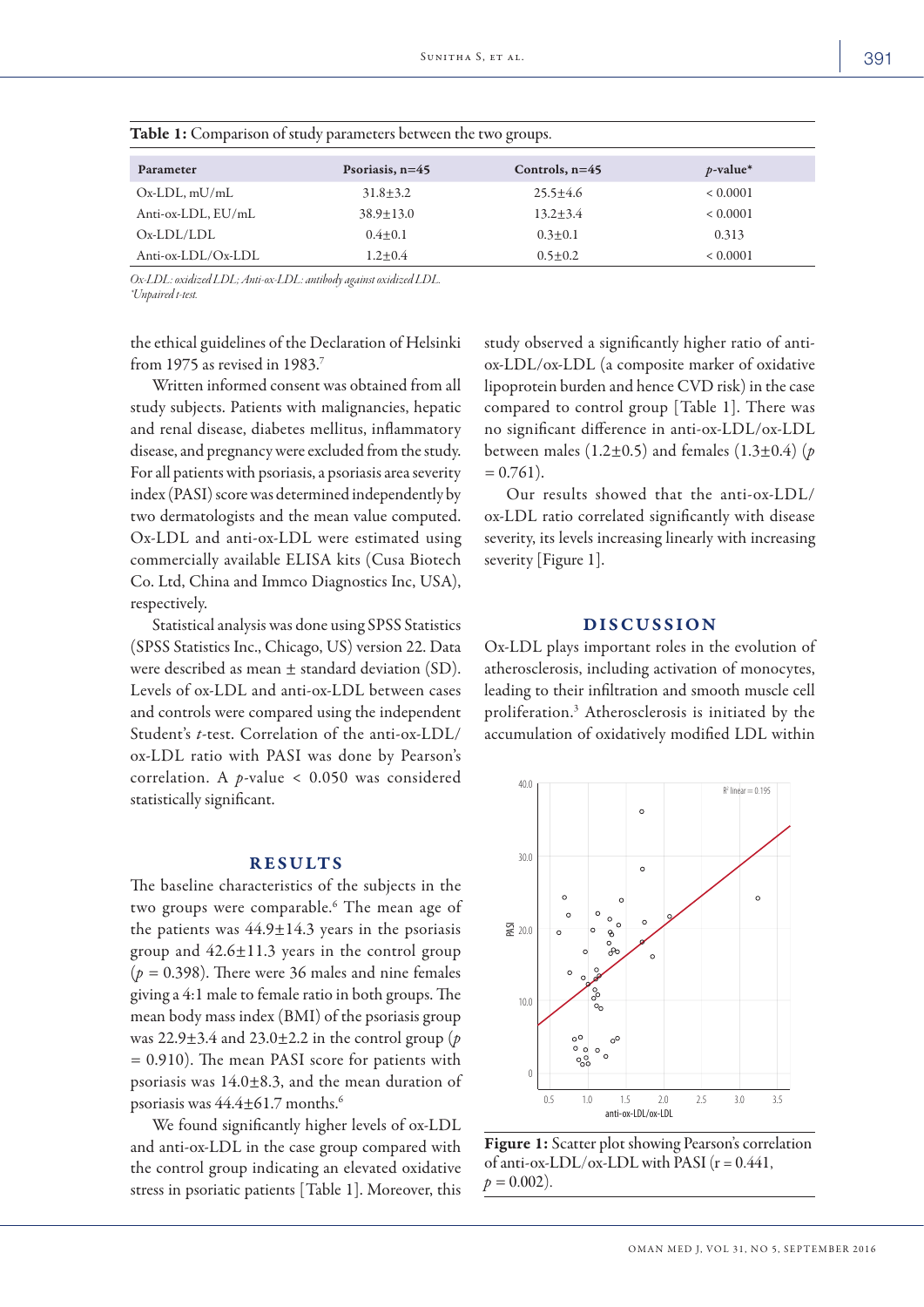**Table 1:** Comparison of study parameters between the two groups.

| Parameter | Psoriasis, n=45 | Controls, n=45 | $p$-value* |
|---|---|---|---|
| Ox-LDL, mU/mL | 31.8±3.2 | 25.5±4.6 | < 0.0001 |
| Anti-ox-LDL, EU/mL | 38.9±13.0 | 13.2±3.4 | < 0.0001 |
| Ox-LDL/LDL | 0.4±0.1 | 0.3±0.1 | 0.313 |
| Anti-ox-LDL/Ox-LDL | 1.2±0.4 | 0.5±0.2 | < 0.0001 |

*Ox-LDL: oxidized LDL; Anti-ox-LDL: antibody against oxidized LDL.*
*\*Unpaired t-test.*

the ethical guidelines of the Declaration of Helsinki from 1975 as revised in 1983.[7]

Written informed consent was obtained from all study subjects. Patients with malignancies, hepatic and renal disease, diabetes mellitus, inflammatory disease, and pregnancy were excluded from the study. For all patients with psoriasis, a psoriasis area severity index (PASI) score was determined independently by two dermatologists and the mean value computed. Ox-LDL and anti-ox-LDL were estimated using commercially available ELISA kits (Cusa Biotech Co. Ltd, China and Immco Diagnostics Inc, USA), respectively.

Statistical analysis was done using SPSS Statistics (SPSS Statistics Inc., Chicago, US) version 22. Data were described as mean ± standard deviation (SD). Levels of ox-LDL and anti-ox-LDL between cases and controls were compared using the independent Student's $t$-test. Correlation of the anti-ox-LDL/ox-LDL ratio with PASI was done by Pearson's correlation. A $p$-value $< 0.050$ was considered statistically significant.

## RESULTS

The baseline characteristics of the subjects in the two groups were comparable.[6] The mean age of the patients was 44.9±14.3 years in the psoriasis group and 42.6±11.3 years in the control group ($p = 0.398$). There were 36 males and nine females giving a 4:1 male to female ratio in both groups. The mean body mass index (BMI) of the psoriasis group was 22.9±3.4 and 23.0±2.2 in the control group ($p = 0.910$). The mean PASI score for patients with psoriasis was 14.0±8.3, and the mean duration of psoriasis was 44.4±61.7 months.[6]

We found significantly higher levels of ox-LDL and anti-ox-LDL in the case group compared with the control group indicating an elevated oxidative stress in psoriatic patients [Table 1]. Moreover, this study observed a significantly higher ratio of anti-ox-LDL/ox-LDL (a composite marker of oxidative lipoprotein burden and hence CVD risk) in the case compared to control group [Table 1]. There was no significant difference in anti-ox-LDL/ox-LDL between males (1.2±0.5) and females (1.3±0.4) ($p = 0.761$).

Our results showed that the anti-ox-LDL/ox-LDL ratio correlated significantly with disease severity, its levels increasing linearly with increasing severity [Figure 1].

## DISCUSSION

Ox-LDL plays important roles in the evolution of atherosclerosis, including activation of monocytes, leading to their infiltration and smooth muscle cell proliferation.[3] Atherosclerosis is initiated by the accumulation of oxidatively modified LDL within

**Figure 1:** Scatter plot showing Pearson's correlation of anti-ox-LDL/ox-LDL with PASI ($r = 0.441$, $p = 0.002$).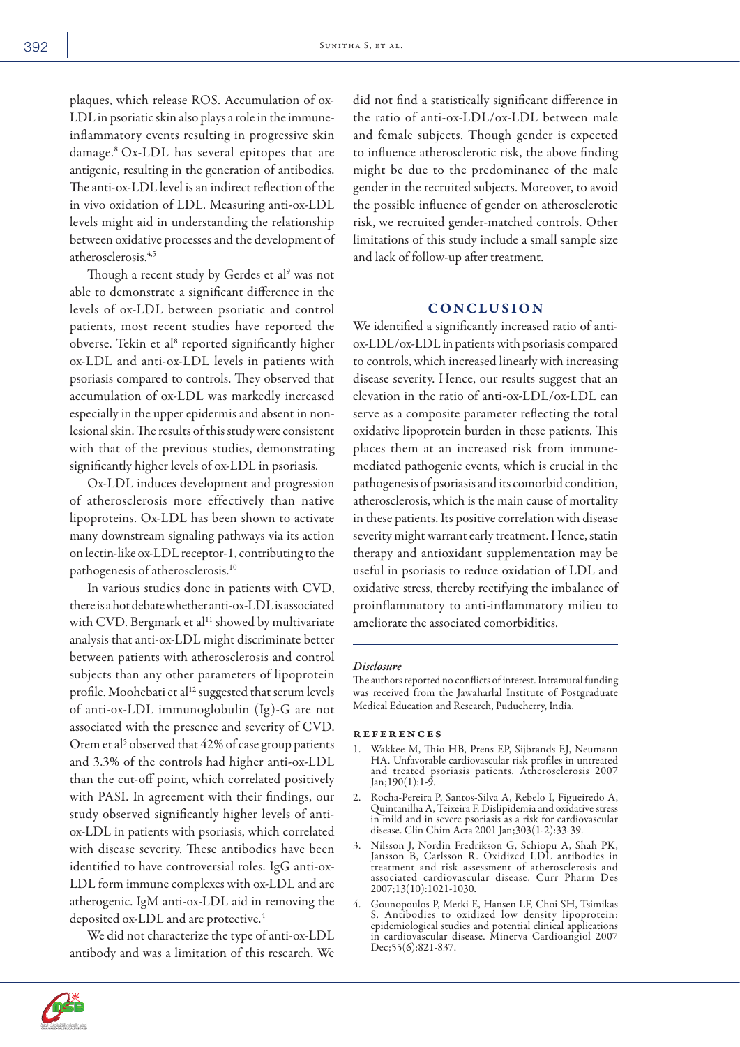plaques, which release ROS. Accumulation of ox-LDL in psoriatic skin also plays a role in the immune-inflammatory events resulting in progressive skin damage.[8] Ox-LDL has several epitopes that are antigenic, resulting in the generation of antibodies. The anti-ox-LDL level is an indirect reflection of the in vivo oxidation of LDL. Measuring anti-ox-LDL levels might aid in understanding the relationship between oxidative processes and the development of atherosclerosis.[4,5]

Though a recent study by Gerdes et al[9] was not able to demonstrate a significant difference in the levels of ox-LDL between psoriatic and control patients, most recent studies have reported the obverse. Tekin et al[8] reported significantly higher ox-LDL and anti-ox-LDL levels in patients with psoriasis compared to controls. They observed that accumulation of ox-LDL was markedly increased especially in the upper epidermis and absent in non-lesional skin. The results of this study were consistent with that of the previous studies, demonstrating significantly higher levels of ox-LDL in psoriasis.

Ox-LDL induces development and progression of atherosclerosis more effectively than native lipoproteins. Ox-LDL has been shown to activate many downstream signaling pathways via its action on lectin-like ox-LDL receptor-1, contributing to the pathogenesis of atherosclerosis.[10]

In various studies done in patients with CVD, there is a hot debate whether anti-ox-LDL is associated with CVD. Bergmark et al[11] showed by multivariate analysis that anti-ox-LDL might discriminate better between patients with atherosclerosis and control subjects than any other parameters of lipoprotein profile. Moohebati et al[12] suggested that serum levels of anti-ox-LDL immunoglobulin (Ig)-G are not associated with the presence and severity of CVD. Orem et al[5] observed that 42% of case group patients and 3.3% of the controls had higher anti-ox-LDL than the cut-off point, which correlated positively with PASI. In agreement with their findings, our study observed significantly higher levels of anti-ox-LDL in patients with psoriasis, which correlated with disease severity. These antibodies have been identified to have controversial roles. IgG anti-ox-LDL form immune complexes with ox-LDL and are atherogenic. IgM anti-ox-LDL aid in removing the deposited ox-LDL and are protective.[4]

We did not characterize the type of anti-ox-LDL antibody and was a limitation of this research. We did not find a statistically significant difference in the ratio of anti-ox-LDL/ox-LDL between male and female subjects. Though gender is expected to influence atherosclerotic risk, the above finding might be due to the predominance of the male gender in the recruited subjects. Moreover, to avoid the possible influence of gender on atherosclerotic risk, we recruited gender-matched controls. Other limitations of this study include a small sample size and lack of follow-up after treatment.

## CONCLUSION

We identified a significantly increased ratio of anti-ox-LDL/ox-LDL in patients with psoriasis compared to controls, which increased linearly with increasing disease severity. Hence, our results suggest that an elevation in the ratio of anti-ox-LDL/ox-LDL can serve as a composite parameter reflecting the total oxidative lipoprotein burden in these patients. This places them at an increased risk from immune-mediated pathogenic events, which is crucial in the pathogenesis of psoriasis and its comorbid condition, atherosclerosis, which is the main cause of mortality in these patients. Its positive correlation with disease severity might warrant early treatment. Hence, statin therapy and antioxidant supplementation may be useful in psoriasis to reduce oxidation of LDL and oxidative stress, thereby rectifying the imbalance of proinflammatory to anti-inflammatory milieu to ameliorate the associated comorbidities.

### *Disclosure*

The authors reported no conflicts of interest. Intramural funding was received from the Jawaharlal Institute of Postgraduate Medical Education and Research, Puducherry, India.

### REFERENCES

1. Wakkee M, Thio HB, Prens EP, Sijbrands EJ, Neumann HA. Unfavorable cardiovascular risk profiles in untreated and treated psoriasis patients. Atherosclerosis 2007 Jan;190(1):1-9.
2. Rocha-Pereira P, Santos-Silva A, Rebelo I, Figueiredo A, Quintanilha A, Teixeira F. Dislipidemia and oxidative stress in mild and in severe psoriasis as a risk for cardiovascular disease. Clin Chim Acta 2001 Jan;303(1-2):33-39.
3. Nilsson J, Nordin Fredrikson G, Schiopu A, Shah PK, Jansson B, Carlsson R. Oxidized LDL antibodies in treatment and risk assessment of atherosclerosis and associated cardiovascular disease. Curr Pharm Des 2007;13(10):1021-1030.
4. Gounopoulos P, Merki E, Hansen LF, Choi SH, Tsimikas S. Antibodies to oxidized low density lipoprotein: epidemiological studies and potential clinical applications in cardiovascular disease. Minerva Cardioangiol 2007 Dec;55(6):821-837.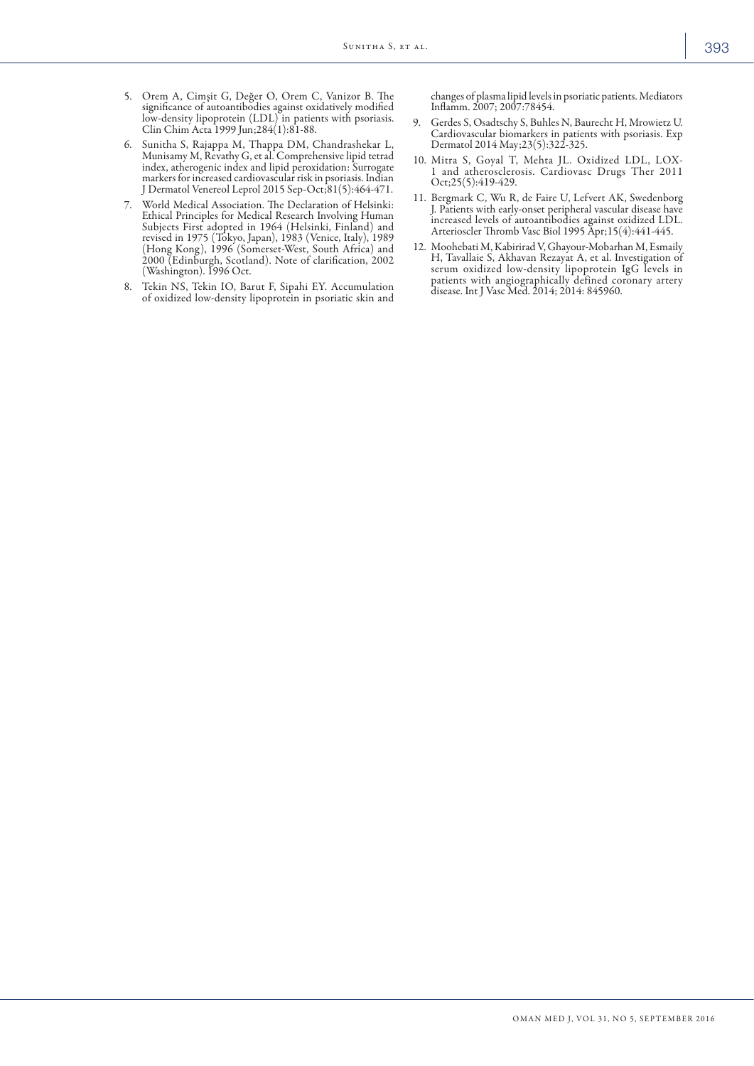5. Orem A, Cimşit G, Değer O, Orem C, Vanizor B. The significance of autoantibodies against oxidatively modified low-density lipoprotein (LDL) in patients with psoriasis. Clin Chim Acta 1999 Jun;284(1):81-88.
6. Sunitha S, Rajappa M, Thappa DM, Chandrashekar L, Munisamy M, Revathy G, et al. Comprehensive lipid tetrad index, atherogenic index and lipid peroxidation: Surrogate markers for increased cardiovascular risk in psoriasis. Indian J Dermatol Venereol Leprol 2015 Sep-Oct;81(5):464-471.
7. World Medical Association. The Declaration of Helsinki: Ethical Principles for Medical Research Involving Human Subjects First adopted in 1964 (Helsinki, Finland) and revised in 1975 (Tokyo, Japan), 1983 (Venice, Italy), 1989 (Hong Kong), 1996 (Somerset-West, South Africa) and 2000 (Edinburgh, Scotland). Note of clarification, 2002 (Washington). 1996 Oct.
8. Tekin NS, Tekin IO, Barut F, Sipahi EY. Accumulation of oxidized low-density lipoprotein in psoriatic skin and changes of plasma lipid levels in psoriatic patients. Mediators Inflamm. 2007; 2007:78454.
9. Gerdes S, Osadtschy S, Buhles N, Baurecht H, Mrowietz U. Cardiovascular biomarkers in patients with psoriasis. Exp Dermatol 2014 May;23(5):322-325.
10. Mitra S, Goyal T, Mehta JL. Oxidized LDL, LOX-1 and atherosclerosis. Cardiovasc Drugs Ther 2011 Oct;25(5):419-429.
11. Bergmark C, Wu R, de Faire U, Lefvert AK, Swedenborg J. Patients with early-onset peripheral vascular disease have increased levels of autoantibodies against oxidized LDL. Arterioscler Thromb Vasc Biol 1995 Apr;15(4):441-445.
12. Moohebati M, Kabirirad V, Ghayour-Mobarhan M, Esmaily H, Tavallaie S, Akhavan Rezayat A, et al. Investigation of serum oxidized low-density lipoprotein IgG levels in patients with angiographically defined coronary artery disease. Int J Vasc Med. 2014; 2014: 845960.